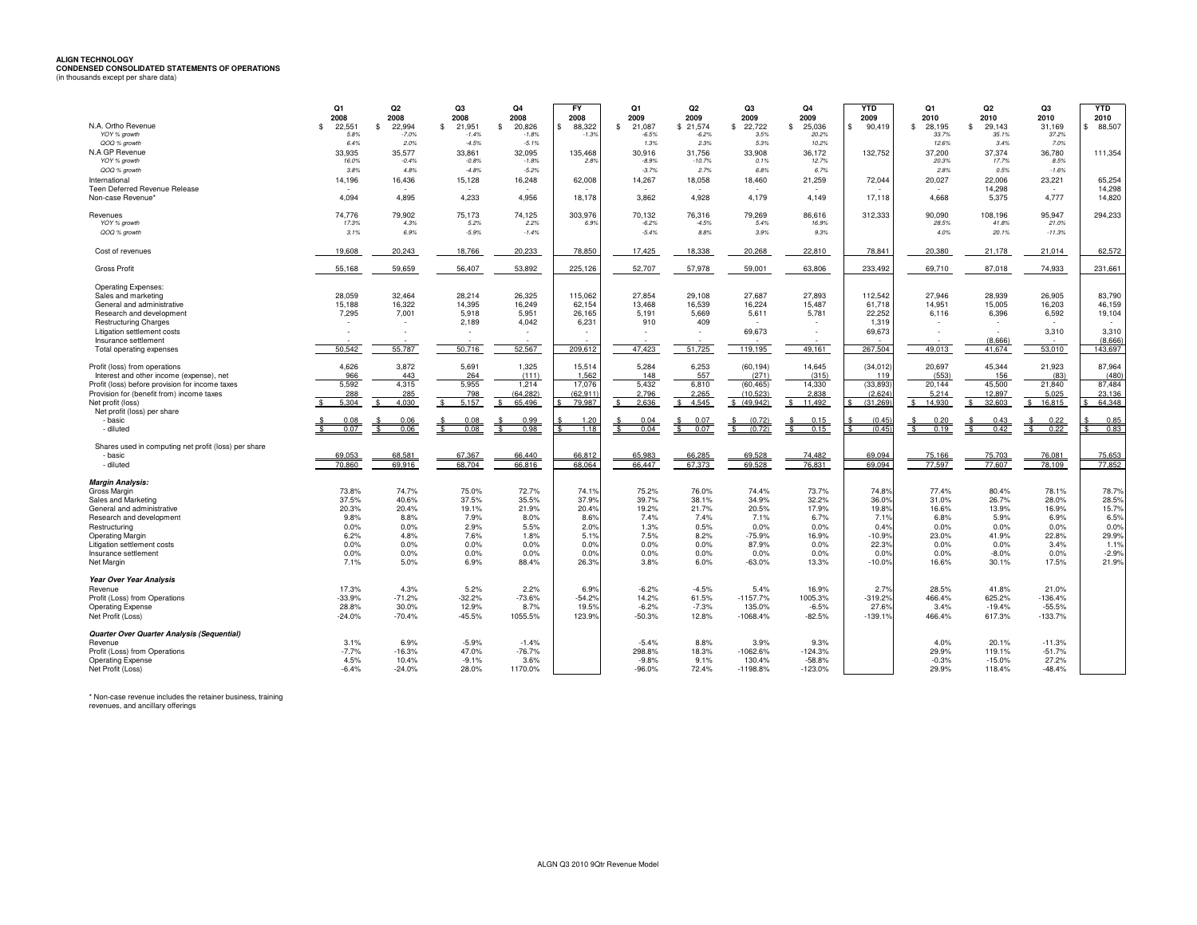**ALIGN TECHNOLOGY**
**CONDENSED CONSOLIDATED STATEMENTS OF OPERATIONS**
(in thousands except per share data)

| | Q1 2008 | Q2 2008 | Q3 2008 | Q4 2008 | FY 2008 | Q1 2009 | Q2 2009 | Q3 2009 | Q4 2009 | YTD 2009 | Q1 2010 | Q2 2010 | Q3 2010 | YTD 2010 |
|---|---|---|---|---|---|---|---|---|---|---|---|---|---|---|
| N.A. Ortho Revenue | $ 22,551 | $ 22,994 | $ 21,951 | $ 20,826 | $ 88,322 | $ 21,087 | $ 21,574 | $ 22,722 | $ 25,036 | $ 90,419 | $ 28,195 | $ 29,143 | 31,169 | $ 88,507 |
| *YOY % growth* | *5.8%* | *-7.0%* | *-1.4%* | *-1.8%* | *-1.3%* | *-6.5%* | *-6.2%* | *3.5%* | *20.2%* | | *33.7%* | *35.1%* | *37.2%* | |
| *QOQ % growth* | *6.4%* | *2.0%* | *-4.5%* | *-5.1%* | | *1.3%* | *2.3%* | *5.3%* | *10.2%* | | *12.6%* | *3.4%* | *7.0%* | |
| N.A GP Revenue | 33,935 | 35,577 | 33,861 | 32,095 | 135,468 | 30,916 | 31,756 | 33,908 | 36,172 | 132,752 | 37,200 | 37,374 | 36,780 | 111,354 |
| *YOY % growth* | *16.0%* | *-0.4%* | *-0.8%* | *-1.8%* | *2.8%* | *-8.9%* | *-10.7%* | *0.1%* | *12.7%* | | *20.3%* | *17.7%* | *8.5%* | |
| *QOQ % growth* | *3.8%* | *4.8%* | *-4.8%* | *-5.2%* | | *-3.7%* | *2.7%* | *6.8%* | *6.7%* | | *2.8%* | *0.5%* | *-1.6%* | |
| International | 14,196 | 16,436 | 15,128 | 16,248 | 62,008 | 14,267 | 18,058 | 18,460 | 21,259 | 72,044 | 20,027 | 22,006 | 23,221 | 65,254 |
| Teen Deferred Revenue Release | - | - | - | - | - | - | - | - | - | - | - | 14,298 | - | 14,298 |
| Non-case Revenue* | 4,094 | 4,895 | 4,233 | 4,956 | 18,178 | 3,862 | 4,928 | 4,179 | 4,149 | 17,118 | 4,668 | 5,375 | 4,777 | 14,820 |
| Revenues | 74,776 | 79,902 | 75,173 | 74,125 | 303,976 | 70,132 | 76,316 | 79,269 | 86,616 | 312,333 | 90,090 | 108,196 | 95,947 | 294,233 |
| *YOY % growth* | *17.3%* | *4.3%* | *5.2%* | *2.2%* | *6.9%* | *-6.2%* | *-4.5%* | *5.4%* | *16.9%* | | *28.5%* | *41.8%* | *21.0%* | |
| *QOQ % growth* | *3.1%* | *6.9%* | *-5.9%* | *-1.4%* | | *-5.4%* | *8.8%* | *3.9%* | *9.3%* | | *4.0%* | *20.1%* | *-11.3%* | |
| Cost of revenues | 19,608 | 20,243 | 18,766 | 20,233 | 78,850 | 17,425 | 18,338 | 20,268 | 22,810 | 78,841 | 20,380 | 21,178 | 21,014 | 62,572 |
| Gross Profit | 55,168 | 59,659 | 56,407 | 53,892 | 225,126 | 52,707 | 57,978 | 59,001 | 63,806 | 233,492 | 69,710 | 87,018 | 74,933 | 231,661 |
| Operating Expenses: | | | | | | | | | | | | | | |
| Sales and marketing | 28,059 | 32,464 | 28,214 | 26,325 | 115,062 | 27,854 | 29,108 | 27,687 | 27,893 | 112,542 | 27,946 | 28,939 | 26,905 | 83,790 |
| General and administrative | 15,188 | 16,322 | 14,395 | 16,249 | 62,154 | 13,468 | 16,539 | 16,224 | 15,487 | 61,718 | 14,951 | 15,005 | 16,203 | 46,159 |
| Research and development | 7,295 | 7,001 | 5,918 | 5,951 | 26,165 | 5,191 | 5,669 | 5,611 | 5,781 | 22,252 | 6,116 | 6,396 | 6,592 | 19,104 |
| Restructuring Charges | - | - | 2,189 | 4,042 | 6,231 | 910 | 409 | - | - | 1,319 | - | - | - | - |
| Litigation settlement costs | - | - | - | - | - | - | - | 69,673 | - | 69,673 | - | - | 3,310 | 3,310 |
| Insurance settlement | - | - | - | - | - | - | - | - | - | - | - | (8,666) | - | (8,666) |
| Total operating expenses | 50,542 | 55,787 | 50,716 | 52,567 | 209,612 | 47,423 | 51,725 | 119,195 | 49,161 | 267,504 | 49,013 | 41,674 | 53,010 | 143,697 |
| Profit (loss) from operations | 4,626 | 3,872 | 5,691 | 1,325 | 15,514 | 5,284 | 6,253 | (60,194) | 14,645 | (34,012) | 20,697 | 45,344 | 21,923 | 87,964 |
| Interest and other income (expense), net | 966 | 443 | 264 | (111) | 1,562 | 148 | 557 | (271) | (315) | 119 | (553) | 156 | (83) | (480) |
| Profit (loss) before provision for income taxes | 5,592 | 4,315 | 5,955 | 1,214 | 17,076 | 5,432 | 6,810 | (60,465) | 14,330 | (33,893) | 20,144 | 45,500 | 21,840 | 87,484 |
| Provision for (benefit from) income taxes | 288 | 285 | 798 | (64,282) | (62,911) | 2,796 | 2,265 | (10,523) | 2,838 | (2,624) | 5,214 | 12,897 | 5,025 | 23,136 |
| Net profit (loss) | $ 5,304 | $ 4,030 | $ 5,157 | $ 65,496 | $ 79,987 | $ 2,636 | $ 4,545 | $ (49,942) | $ 11,492 | $ (31,269) | $ 14,930 | $ 32,603 | $ 16,815 | $ 64,348 |
| Net profit (loss) per share | | | | | | | | | | | | | | |
| - basic | $ 0.08 | $ 0.06 | $ 0.08 | $ 0.99 | $ 1.20 | $ 0.04 | $ 0.07 | $ (0.72) | $ 0.15 | $ (0.45) | $ 0.20 | $ 0.43 | $ 0.22 | $ 0.85 |
| - diluted | $ 0.07 | $ 0.06 | $ 0.08 | $ 0.98 | $ 1.18 | $ 0.04 | $ 0.07 | $ (0.72) | $ 0.15 | $ (0.45) | $ 0.19 | $ 0.42 | $ 0.22 | $ 0.83 |
| Shares used in computing net profit (loss) per share | | | | | | | | | | | | | | |
| - basic | 69,053 | 68,581 | 67,367 | 66,440 | 66,812 | 65,983 | 66,285 | 69,528 | 74,482 | 69,094 | 75,166 | 75,703 | 76,081 | 75,653 |
| - diluted | 70,860 | 69,916 | 68,704 | 66,816 | 68,064 | 66,447 | 67,373 | 69,528 | 76,831 | 69,094 | 77,597 | 77,607 | 78,109 | 77,852 |
| ***Margin Analysis:*** | | | | | | | | | | | | | | |
| Gross Margin | 73.8% | 74.7% | 75.0% | 72.7% | 74.1% | 75.2% | 76.0% | 74.4% | 73.7% | 74.8% | 77.4% | 80.4% | 78.1% | 78.7% |
| Sales and Marketing | 37.5% | 40.6% | 37.5% | 35.5% | 37.9% | 39.7% | 38.1% | 34.9% | 32.2% | 36.0% | 31.0% | 26.7% | 28.0% | 28.5% |
| General and administrative | 20.3% | 20.4% | 19.1% | 21.9% | 20.4% | 19.2% | 21.7% | 20.5% | 17.9% | 19.8% | 16.6% | 13.9% | 16.9% | 15.7% |
| Research and development | 9.8% | 8.8% | 7.9% | 8.0% | 8.6% | 7.4% | 7.4% | 7.1% | 6.7% | 7.1% | 6.8% | 5.9% | 6.9% | 6.5% |
| Restructuring | 0.0% | 0.0% | 2.9% | 5.5% | 2.0% | 1.3% | 0.5% | 0.0% | 0.0% | 0.4% | 0.0% | 0.0% | 0.0% | 0.0% |
| Operating Margin | 6.2% | 4.8% | 7.6% | 1.8% | 5.1% | 7.5% | 8.2% | -75.9% | 16.9% | -10.9% | 23.0% | 41.9% | 22.8% | 29.9% |
| Litigation settlement costs | 0.0% | 0.0% | 0.0% | 0.0% | 0.0% | 0.0% | 0.0% | 87.9% | 0.0% | 22.3% | 0.0% | 0.0% | 3.4% | 1.1% |
| Insurance settlement | 0.0% | 0.0% | 0.0% | 0.0% | 0.0% | 0.0% | 0.0% | 0.0% | 0.0% | 0.0% | 0.0% | -8.0% | 0.0% | -2.9% |
| Net Margin | 7.1% | 5.0% | 6.9% | 88.4% | 26.3% | 3.8% | 6.0% | -63.0% | 13.3% | -10.0% | 16.6% | 30.1% | 17.5% | 21.9% |
| ***Year Over Year Analysis*** | | | | | | | | | | | | | | |
| Revenue | 17.3% | 4.3% | 5.2% | 2.2% | 6.9% | -6.2% | -4.5% | 5.4% | 16.9% | 2.7% | 28.5% | 41.8% | 21.0% | |
| Profit (Loss) from Operations | -33.9% | -71.2% | -32.2% | -73.6% | -54.2% | 14.2% | 61.5% | -1157.7% | 1005.3% | -319.2% | 466.4% | 625.2% | -136.4% | |
| Operating Expense | 28.8% | 30.0% | 12.9% | 8.7% | 19.5% | -6.2% | -7.3% | 135.0% | -6.5% | 27.6% | 3.4% | -19.4% | -55.5% | |
| Net Profit (Loss) | -24.0% | -70.4% | -45.5% | 1055.5% | 123.9% | -50.3% | 12.8% | -1068.4% | -82.5% | -139.1% | 466.4% | 617.3% | -133.7% | |
| ***Quarter Over Quarter Analysis (Sequential)*** | | | | | | | | | | | | | | |
| Revenue | 3.1% | 6.9% | -5.9% | -1.4% | | -5.4% | 8.8% | 3.9% | 9.3% | | 4.0% | 20.1% | -11.3% | |
| Profit (Loss) from Operations | -7.7% | -16.3% | 47.0% | -76.7% | | 298.8% | 18.3% | -1062.6% | -124.3% | | 29.9% | 119.1% | -51.7% | |
| Operating Expense | 4.5% | 10.4% | -9.1% | 3.6% | | -9.8% | 9.1% | 130.4% | -58.8% | | -0.3% | -15.0% | 27.2% | |
| Net Profit (Loss) | -6.4% | -24.0% | 28.0% | 1170.0% | | -96.0% | 72.4% | -1198.8% | -123.0% | | 29.9% | 118.4% | -48.4% | |

\* Non-case revenue includes the retainer business, training revenues, and ancillary offerings

ALGN Q3 2010 9Qtr Revenue Model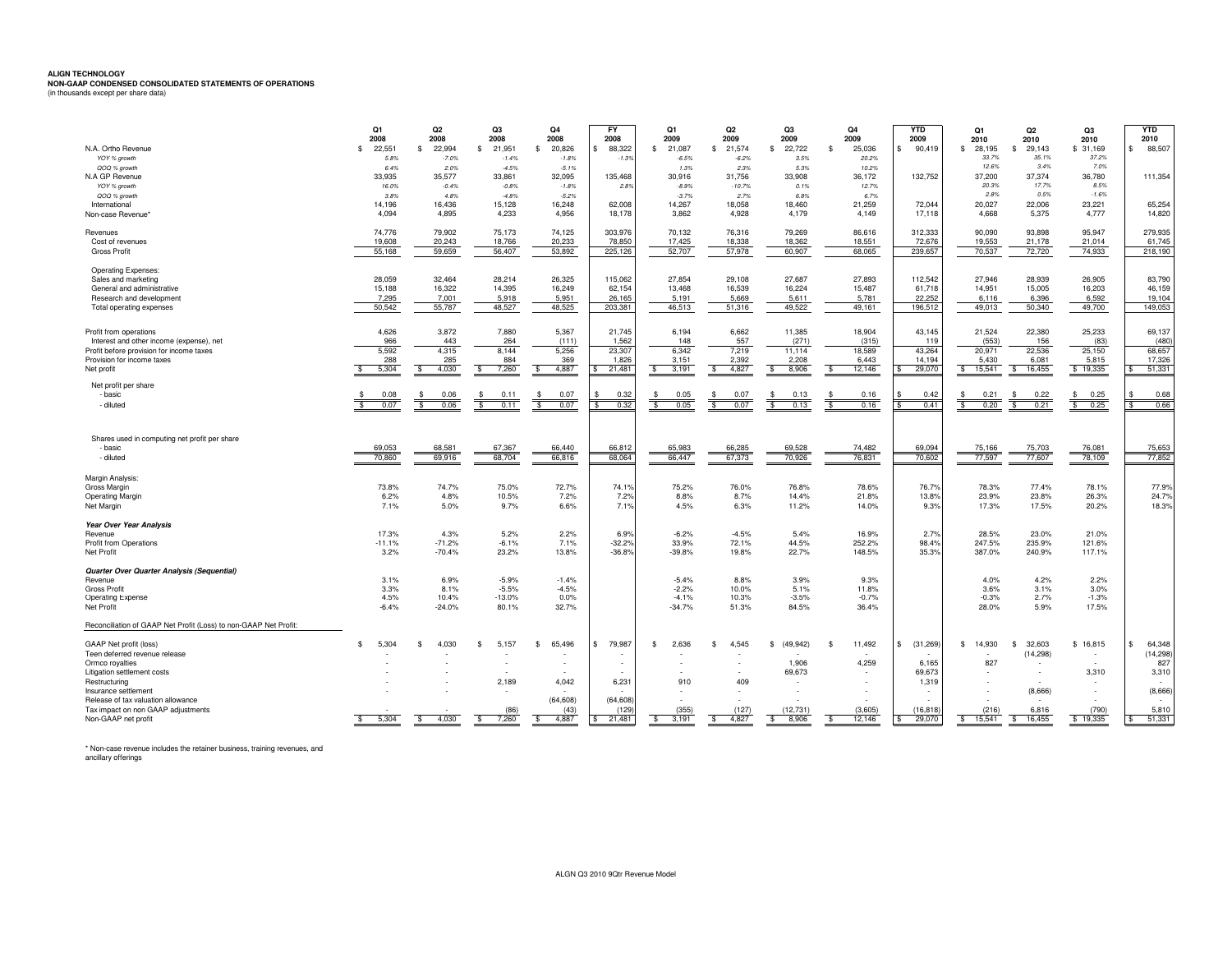**ALIGN TECHNOLOGY**
**NON-GAAP CONDENSED CONSOLIDATED STATEMENTS OF OPERATIONS**
(in thousands except per share data)

| | Q1 2008 | Q2 2008 | Q3 2008 | Q4 2008 | FY 2008 | Q1 2009 | Q2 2009 | Q3 2009 | Q4 2009 | YTD 2009 | Q1 2010 | Q2 2010 | Q3 2010 | YTD 2010 |
|---|---|---|---|---|---|---|---|---|---|---|---|---|---|---|
| N.A. Ortho Revenue | $ 22,551 | $ 22,994 | $ 21,951 | $ 20,826 | $ 88,322 | $ 21,087 | $ 21,574 | $ 22,722 | $ 25,036 | $ 90,419 | $ 28,195 | $ 29,143 | $ 31,169 | $ 88,507 |
| *YOY % growth* | *5.8%* | *-7.0%* | *-1.4%* | *-1.8%* | *-1.3%* | *-6.5%* | *-6.2%* | *3.5%* | *20.2%* | | *33.7%* | *35.1%* | *37.2%* | |
| *QOQ % growth* | *6.4%* | *2.0%* | *-4.5%* | *-5.1%* | | *1.3%* | *2.3%* | *5.3%* | *10.2%* | | *12.6%* | *3.4%* | *7.0%* | |
| N.A GP Revenue | 33,935 | 35,577 | 33,861 | 32,095 | 135,468 | 30,916 | 31,756 | 33,908 | 36,172 | 132,752 | 37,200 | 37,374 | 36,780 | 111,354 |
| *YOY % growth* | *16.0%* | *-0.4%* | *-0.8%* | *-1.8%* | *2.8%* | *-8.9%* | *-10.7%* | *0.1%* | *12.7%* | | *20.3%* | *17.7%* | *8.5%* | |
| *QOQ % growth* | *3.8%* | *4.8%* | *-4.8%* | *-5.2%* | | *-3.7%* | *2.7%* | *6.8%* | *6.7%* | | *2.8%* | *0.5%* | *-1.6%* | |
| International | 14,196 | 16,436 | 15,128 | 16,248 | 62,008 | 14,267 | 18,058 | 18,460 | 21,259 | 72,044 | 20,027 | 22,006 | 23,221 | 65,254 |
| Non-case Revenue* | 4,094 | 4,895 | 4,233 | 4,956 | 18,178 | 3,862 | 4,928 | 4,179 | 4,149 | 17,118 | 4,668 | 5,375 | 4,777 | 14,820 |
| Revenues | 74,776 | 79,902 | 75,173 | 74,125 | 303,976 | 70,132 | 76,316 | 79,269 | 86,616 | 312,333 | 90,090 | 93,898 | 95,947 | 279,935 |
| Cost of revenues | 19,608 | 20,243 | 18,766 | 20,233 | 78,850 | 17,425 | 18,338 | 18,362 | 18,551 | 72,676 | 19,553 | 21,178 | 21,014 | 61,745 |
| Gross Profit | 55,168 | 59,659 | 56,407 | 53,892 | 225,126 | 52,707 | 57,978 | 60,907 | 68,065 | 239,657 | 70,537 | 72,720 | 74,933 | 218,190 |
| Operating Expenses: | | | | | | | | | | | | | | |
| Sales and marketing | 28,059 | 32,464 | 28,214 | 26,325 | 115,062 | 27,854 | 29,108 | 27,687 | 27,893 | 112,542 | 27,946 | 28,939 | 26,905 | 83,790 |
| General and administrative | 15,188 | 16,322 | 14,395 | 16,249 | 62,154 | 13,468 | 16,539 | 16,224 | 15,487 | 61,718 | 14,951 | 15,005 | 16,203 | 46,159 |
| Research and development | 7,295 | 7,001 | 5,918 | 5,951 | 26,165 | 5,191 | 5,669 | 5,611 | 5,781 | 22,252 | 6,116 | 6,396 | 6,592 | 19,104 |
| Total operating expenses | 50,542 | 55,787 | 48,527 | 48,525 | 203,381 | 46,513 | 51,316 | 49,522 | 49,161 | 196,512 | 49,013 | 50,340 | 49,700 | 149,053 |
| Profit from operations | 4,626 | 3,872 | 7,880 | 5,367 | 21,745 | 6,194 | 6,662 | 11,385 | 18,904 | 43,145 | 21,524 | 22,380 | 25,233 | 69,137 |
| Interest and other income (expense), net | 966 | 443 | 264 | (111) | 1,562 | 148 | 557 | (271) | (315) | 119 | (553) | 156 | (83) | (480) |
| Profit before provision for income taxes | 5,592 | 4,315 | 8,144 | 5,256 | 23,307 | 6,342 | 7,219 | 11,114 | 18,589 | 43,264 | 20,971 | 22,536 | 25,150 | 68,657 |
| Provision for income taxes | 288 | 285 | 884 | 369 | 1,826 | 3,151 | 2,392 | 2,208 | 6,443 | 14,194 | 5,430 | 6,081 | 5,815 | 17,326 |
| Net profit | $ 5,304 | $ 4,030 | $ 7,260 | $ 4,887 | $ 21,481 | $ 3,191 | $ 4,827 | $ 8,906 | $ 12,146 | $ 29,070 | $ 15,541 | $ 16,455 | $ 19,335 | $ 51,331 |
| Net profit per share | | | | | | | | | | | | | | |
| - basic | $ 0.08 | $ 0.06 | $ 0.11 | $ 0.07 | $ 0.32 | $ 0.05 | $ 0.07 | $ 0.13 | $ 0.16 | $ 0.42 | $ 0.21 | $ 0.22 | $ 0.25 | $ 0.68 |
| - diluted | $ 0.07 | $ 0.06 | $ 0.11 | $ 0.07 | $ 0.32 | $ 0.05 | $ 0.07 | $ 0.13 | $ 0.16 | $ 0.41 | $ 0.20 | $ 0.21 | $ 0.25 | $ 0.66 |
| Shares used in computing net profit per share | | | | | | | | | | | | | | |
| - basic | 69,053 | 68,581 | 67,367 | 66,440 | 66,812 | 65,983 | 66,285 | 69,528 | 74,482 | 69,094 | 75,166 | 75,703 | 76,081 | 75,653 |
| - diluted | 70,860 | 69,916 | 68,704 | 66,816 | 68,064 | 66,447 | 67,373 | 70,926 | 76,831 | 70,602 | 77,597 | 77,607 | 78,109 | 77,852 |
| Margin Analysis: | | | | | | | | | | | | | | |
| Gross Margin | 73.8% | 74.7% | 75.0% | 72.7% | 74.1% | 75.2% | 76.0% | 76.8% | 78.6% | 76.7% | 78.3% | 77.4% | 78.1% | 77.9% |
| Operating Margin | 6.2% | 4.8% | 10.5% | 7.2% | 7.2% | 8.8% | 8.7% | 14.4% | 21.8% | 13.8% | 23.9% | 23.8% | 26.3% | 24.7% |
| Net Margin | 7.1% | 5.0% | 9.7% | 6.6% | 7.1% | 4.5% | 6.3% | 11.2% | 14.0% | 9.3% | 17.3% | 17.5% | 20.2% | 18.3% |
| ***Year Over Year Analysis*** | | | | | | | | | | | | | | |
| Revenue | 17.3% | 4.3% | 5.2% | 2.2% | 6.9% | -6.2% | -4.5% | 5.4% | 16.9% | 2.7% | 28.5% | 23.0% | 21.0% | |
| Profit from Operations | -11.1% | -71.2% | -6.1% | 7.1% | -32.2% | 33.9% | 72.1% | 44.5% | 252.2% | 98.4% | 247.5% | 235.9% | 121.6% | |
| Net Profit | 3.2% | -70.4% | 23.2% | 13.8% | -36.8% | -39.8% | 19.8% | 22.7% | 148.5% | 35.3% | 387.0% | 240.9% | 117.1% | |
| ***Quarter Over Quarter Analysis (Sequential)*** | | | | | | | | | | | | | | |
| Revenue | 3.1% | 6.9% | -5.9% | -1.4% | | -5.4% | 8.8% | 3.9% | 9.3% | | 4.0% | 4.2% | 2.2% | |
| Gross Profit | 3.3% | 8.1% | -5.5% | -4.5% | | -2.2% | 10.0% | 5.1% | 11.8% | | 3.6% | 3.1% | 3.0% | |
| Operating Expense | 4.5% | 10.4% | -13.0% | 0.0% | | -4.1% | 10.3% | -3.5% | -0.7% | | -0.3% | 2.7% | -1.3% | |
| Net Profit | -6.4% | -24.0% | 80.1% | 32.7% | | -34.7% | 51.3% | 84.5% | 36.4% | | 28.0% | 5.9% | 17.5% | |
| Reconciliation of GAAP Net Profit (Loss) to non-GAAP Net Profit: | | | | | | | | | | | | | | |
| GAAP Net profit (loss) | $ 5,304 | $ 4,030 | $ 5,157 | $ 65,496 | $ 79,987 | $ 2,636 | $ 4,545 | $ (49,942) | $ 11,492 | $ (31,269) | $ 14,930 | $ 32,603 | $ 16,815 | $ 64,348 |
| Teen deferred revenue release | - | - | - | - | - | - | - | - | - | - | - | (14,298) | - | (14,298) |
| Ormco royalties | - | - | - | - | - | - | - | 1,906 | 4,259 | 6,165 | 827 | - | - | 827 |
| Litigation settlement costs | - | - | - | - | - | - | - | 69,673 | - | 69,673 | - | - | 3,310 | 3,310 |
| Restructuring | - | - | 2,189 | 4,042 | 6,231 | 910 | 409 | - | - | 1,319 | - | - | - | - |
| Insurance settlement | | | - | - | - | - | - | - | - | - | - | (8,666) | - | (8,666) |
| Release of tax valuation allowance | | | | (64,608) | (64,608) | - | - | - | - | - | - | - | - | - |
| Tax impact on non GAAP adjustments | - | - | (86) | (43) | (129) | (355) | (127) | (12,731) | (3,605) | (16,818) | (216) | 6,816 | (790) | 5,810 |
| Non-GAAP net profit | $ 5,304 | $ 4,030 | $ 7,260 | $ 4,887 | $ 21,481 | $ 3,191 | $ 4,827 | $ 8,906 | $ 12,146 | $ 29,070 | $ 15,541 | $ 16,455 | $ 19,335 | $ 51,331 |

\* Non-case revenue includes the retainer business, training revenues, and ancillary offerings

ALGN Q3 2010 9Qtr Revenue Model